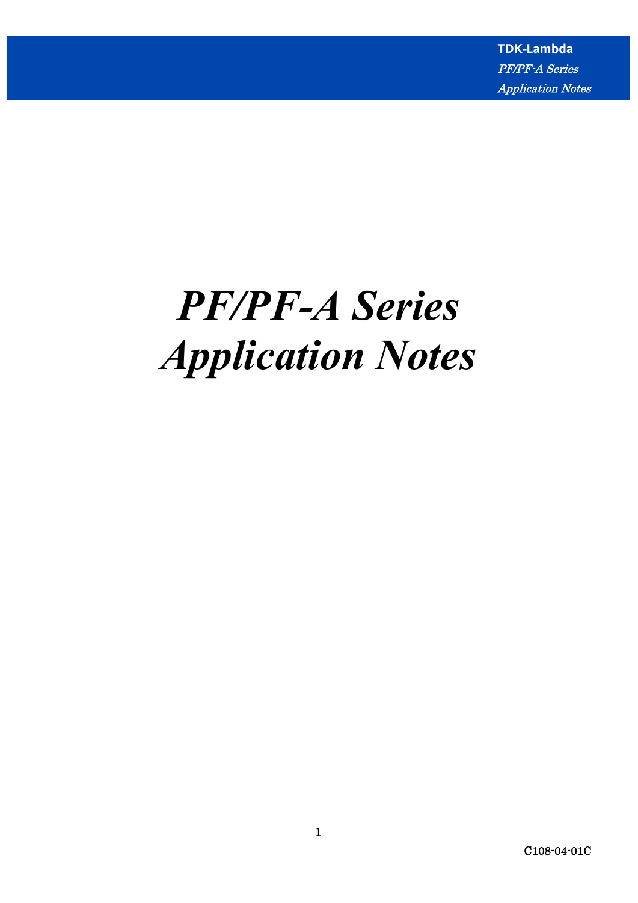# *PF/PF-A Series Application Notes*

C108-04-01C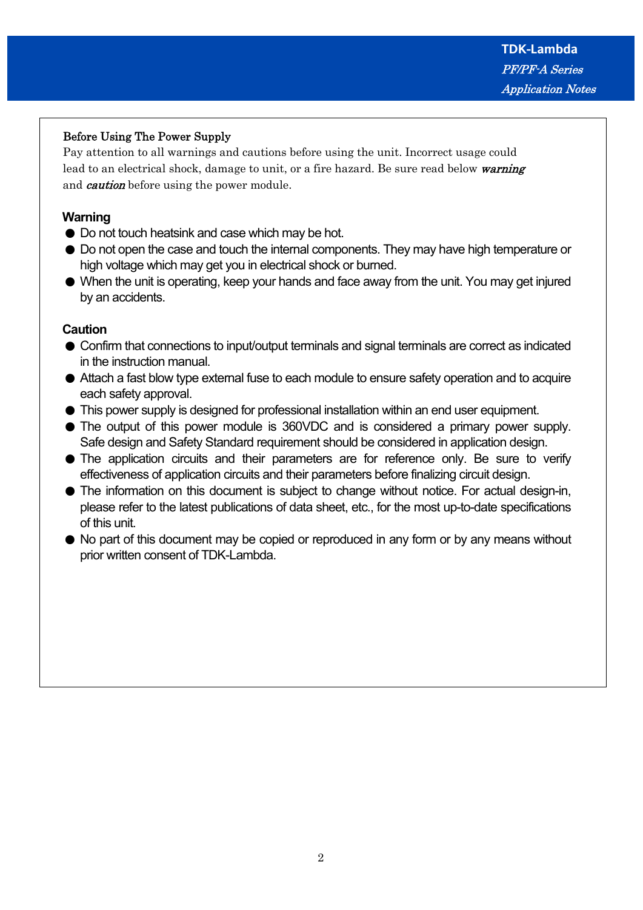## Before Using The Power Supply

Pay attention to all warnings and cautions before using the unit. Incorrect usage could lead to an electrical shock, damage to unit, or a fire hazard. Be sure read below ***warning*** and ***caution*** before using the power module.

### Warning

- Do not touch heatsink and case which may be hot.
- Do not open the case and touch the internal components. They may have high temperature or high voltage which may get you in electrical shock or burned.
- When the unit is operating, keep your hands and face away from the unit. You may get injured by an accidents.

### Caution

- Confirm that connections to input/output terminals and signal terminals are correct as indicated in the instruction manual.
- Attach a fast blow type external fuse to each module to ensure safety operation and to acquire each safety approval.
- This power supply is designed for professional installation within an end user equipment.
- The output of this power module is 360VDC and is considered a primary power supply. Safe design and Safety Standard requirement should be considered in application design.
- The application circuits and their parameters are for reference only. Be sure to verify effectiveness of application circuits and their parameters before finalizing circuit design.
- The information on this document is subject to change without notice. For actual design-in, please refer to the latest publications of data sheet, etc., for the most up-to-date specifications of this unit.
- No part of this document may be copied or reproduced in any form or by any means without prior written consent of TDK-Lambda.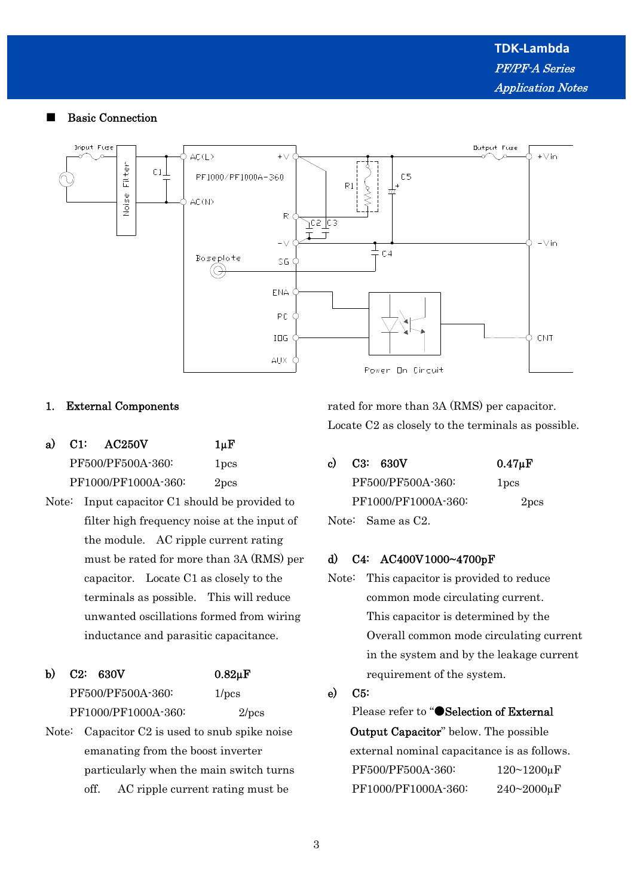## Basic Connection

## 1. External Components

**a) C1: AC250V 1µF**

PF500/PF500A-360: 1pcs

PF1000/PF1000A-360: 2pcs

Note: Input capacitor C1 should be provided to filter high frequency noise at the input of the module. AC ripple current rating must be rated for more than 3A (RMS) per capacitor. Locate C1 as closely to the terminals as possible. This will reduce unwanted oscillations formed from wiring inductance and parasitic capacitance.

**b) C2: 630V 0.82µF**

PF500/PF500A-360: 1/pcs

PF1000/PF1000A-360: 2/pcs

Note: Capacitor C2 is used to snub spike noise emanating from the boost inverter particularly when the main switch turns off. AC ripple current rating must be rated for more than 3A (RMS) per capacitor. Locate C2 as closely to the terminals as possible.

**c) C3: 630V 0.47µF**

PF500/PF500A-360: 1pcs

PF1000/PF1000A-360: 2pcs

Note: Same as C2.

**d) C4: AC400V 1000~4700pF**

Note: This capacitor is provided to reduce common mode circulating current. This capacitor is determined by the Overall common mode circulating current in the system and by the leakage current requirement of the system.

**e) C5:**

Please refer to "●**Selection of External Output Capacitor**" below. The possible external nominal capacitance is as follows.

PF500/PF500A-360: 120~1200µF

PF1000/PF1000A-360: 240~2000µF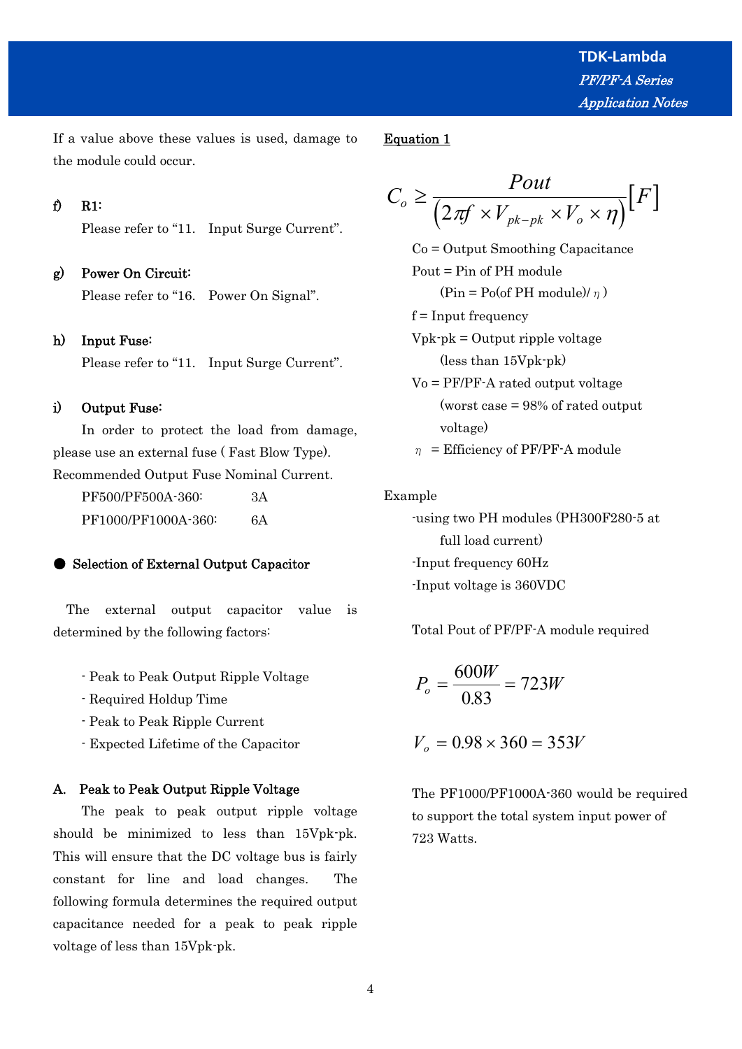If a value above these values is used, damage to the module could occur.

f) **R1:**

Please refer to "11. Input Surge Current".

g) **Power On Circuit:**

Please refer to "16. Power On Signal".

h) **Input Fuse:**

Please refer to "11. Input Surge Current".

i) **Output Fuse:**

In order to protect the load from damage, please use an external fuse ( Fast Blow Type). Recommended Output Fuse Nominal Current.

| | |
|---|---|
| PF500/PF500A-360: | 3A |
| PF1000/PF1000A-360: | 6A |

## ● Selection of External Output Capacitor

The external output capacitor value is determined by the following factors:

- Peak to Peak Output Ripple Voltage
- Required Holdup Time
- Peak to Peak Ripple Current
- Expected Lifetime of the Capacitor

### A. Peak to Peak Output Ripple Voltage

The peak to peak output ripple voltage should be minimized to less than 15Vpk-pk. This will ensure that the DC voltage bus is fairly constant for line and load changes. The following formula determines the required output capacitance needed for a peak to peak ripple voltage of less than 15Vpk-pk.

<u>Equation 1</u>

$$C_o \geq \frac{Pout}{\left(2\pi f \times V_{pk-pk} \times V_o \times \eta\right)}[F]$$

Co = Output Smoothing Capacitance

Pout = Pin of PH module

(Pin = Po(of PH module)/ $\eta$ )

f = Input frequency

Vpk-pk = Output ripple voltage

(less than 15Vpk-pk)

Vo = PF/PF-A rated output voltage

(worst case = 98% of rated output voltage)

$\eta$ = Efficiency of PF/PF-A module

Example

-using two PH modules (PH300F280-5 at full load current)

-Input frequency 60Hz

-Input voltage is 360VDC

Total Pout of PF/PF-A module required

$$P_o = \frac{600W}{0.83} = 723W$$

$$V_o = 0.98 \times 360 = 353V$$

The PF1000/PF1000A-360 would be required to support the total system input power of 723 Watts.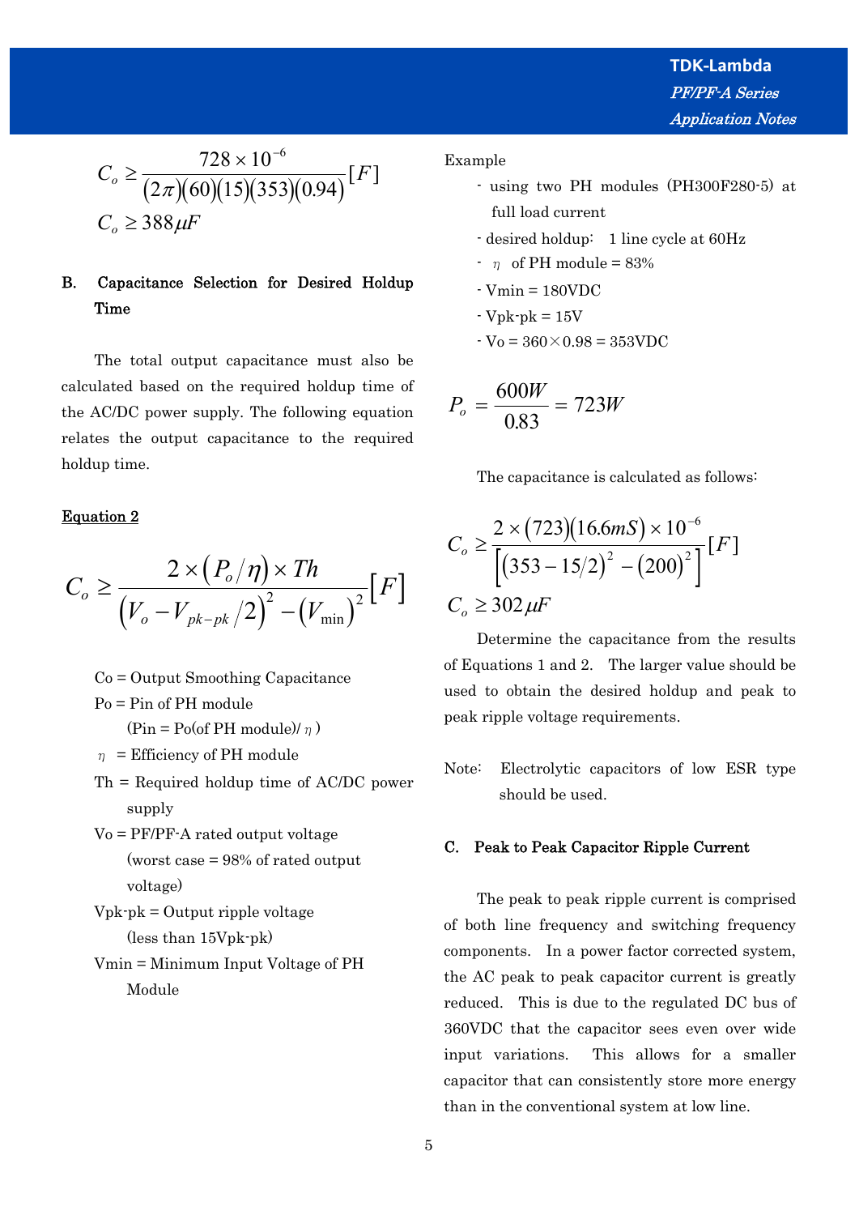$$C_o \geq \frac{728 \times 10^{-6}}{(2\pi)(60)(15)(353)(0.94)}[F]$$

$$C_o \geq 388\mu F$$

**B. Capacitance Selection for Desired Holdup Time**

The total output capacitance must also be calculated based on the required holdup time of the AC/DC power supply. The following equation relates the output capacitance to the required holdup time.

<u>Equation 2</u>

$$C_o \geq \frac{2 \times (P_o/\eta) \times Th}{(V_o - V_{pk-pk}/2)^2 - (V_{\min})^2}[F]$$

Co = Output Smoothing Capacitance
Po = Pin of PH module
(Pin = Po(of PH module)/ $\eta$ )
$\eta$ = Efficiency of PH module
Th = Required holdup time of AC/DC power supply
Vo = PF/PF-A rated output voltage
(worst case = 98% of rated output voltage)
Vpk-pk = Output ripple voltage
(less than 15Vpk-pk)
Vmin = Minimum Input Voltage of PH Module

Example

- using two PH modules (PH300F280-5) at full load current
- desired holdup: 1 line cycle at 60Hz
- $\eta$ of PH module = 83%
- Vmin = 180VDC
- Vpk-pk = 15V
- Vo = 360×0.98 = 353VDC

$$P_o = \frac{600W}{0.83} = 723W$$

The capacitance is calculated as follows:

$$C_o \geq \frac{2 \times (723)(16.6mS) \times 10^{-6}}{\left[(353 - 15/2)^2 - (200)^2\right]}[F]$$

$$C_o \geq 302\mu F$$

Determine the capacitance from the results of Equations 1 and 2. The larger value should be used to obtain the desired holdup and peak to peak ripple voltage requirements.

Note: Electrolytic capacitors of low ESR type should be used.

**C. Peak to Peak Capacitor Ripple Current**

The peak to peak ripple current is comprised of both line frequency and switching frequency components. In a power factor corrected system, the AC peak to peak capacitor current is greatly reduced. This is due to the regulated DC bus of 360VDC that the capacitor sees even over wide input variations. This allows for a smaller capacitor that can consistently store more energy than in the conventional system at low line.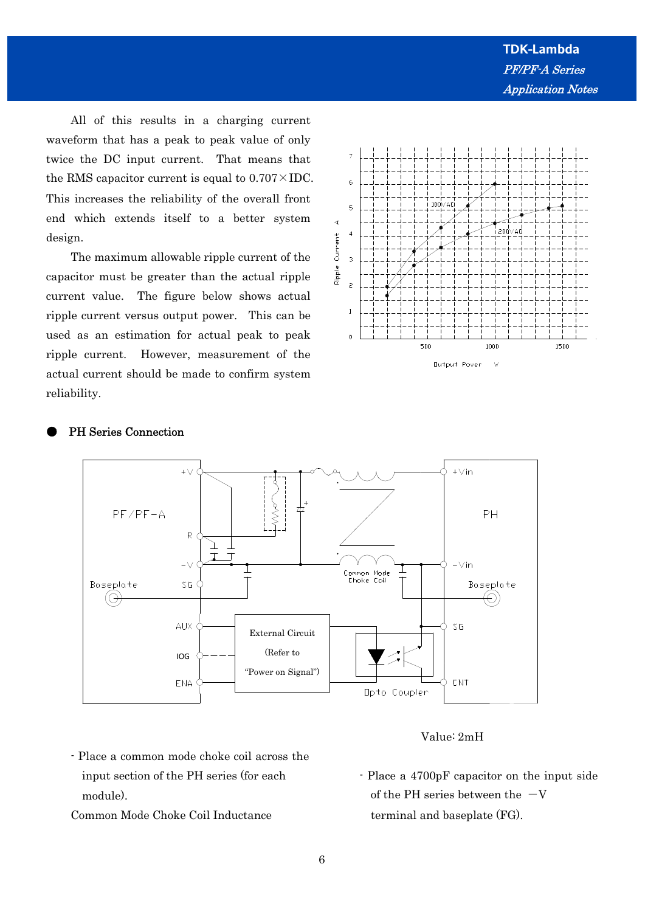All of this results in a charging current waveform that has a peak to peak value of only twice the DC input current. That means that the RMS capacitor current is equal to 0.707×IDC. This increases the reliability of the overall front end which extends itself to a better system design.

The maximum allowable ripple current of the capacitor must be greater than the actual ripple current value. The figure below shows actual ripple current versus output power. This can be used as an estimation for actual peak to peak ripple current. However, measurement of the actual current should be made to confirm system reliability.

## ● PH Series Connection

- Place a common mode choke coil across the input section of the PH series (for each module).

Common Mode Choke Coil Inductance

Value: 2mH

- Place a 4700pF capacitor on the input side of the PH series between the −V terminal and baseplate (FG).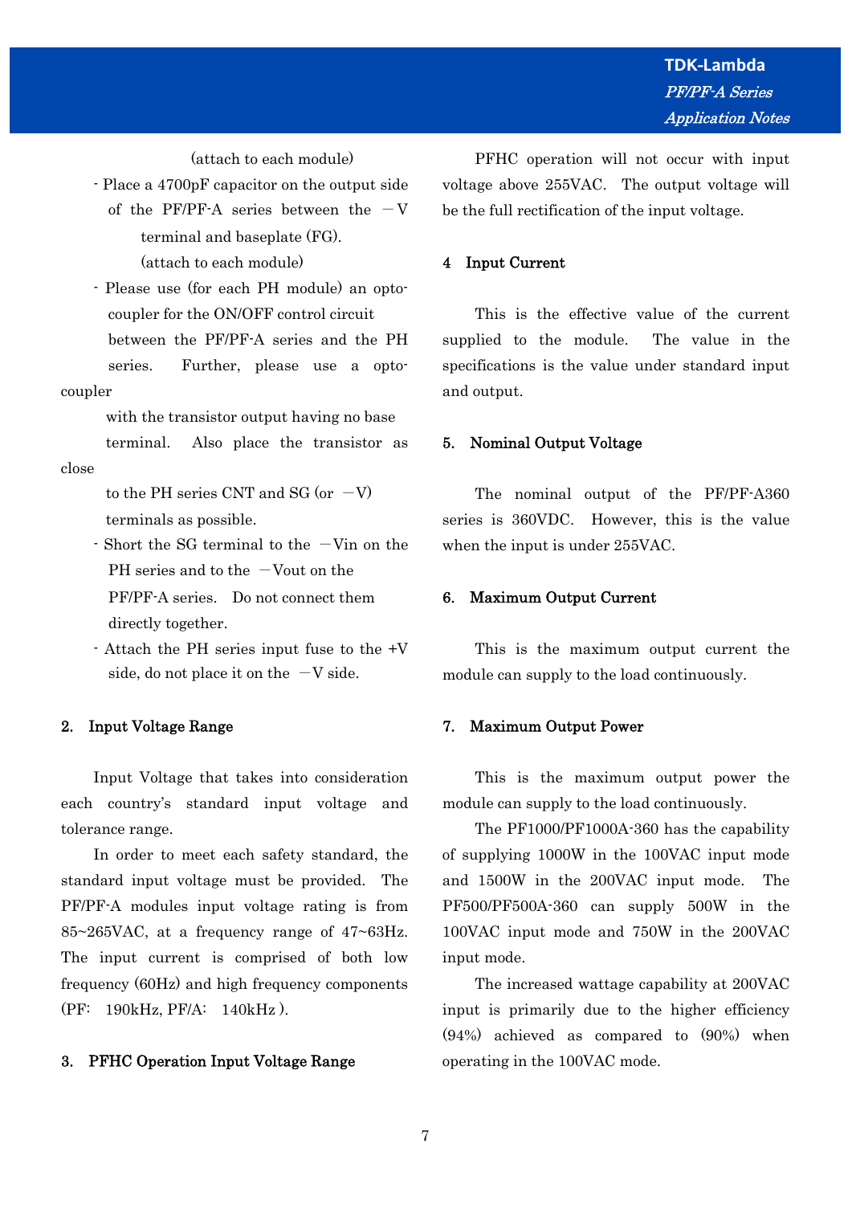(attach to each module)

- Place a 4700pF capacitor on the output side of the PF/PF-A series between the −V terminal and baseplate (FG).
  (attach to each module)
- Please use (for each PH module) an opto-coupler for the ON/OFF control circuit between the PF/PF-A series and the PH series. Further, please use a opto-coupler with the transistor output having no base terminal. Also place the transistor as close to the PH series CNT and SG (or −V) terminals as possible.
- Short the SG terminal to the −Vin on the PH series and to the −Vout on the PF/PF-A series. Do not connect them directly together.
- Attach the PH series input fuse to the +V side, do not place it on the −V side.

## 2. Input Voltage Range

Input Voltage that takes into consideration each country's standard input voltage and tolerance range.

In order to meet each safety standard, the standard input voltage must be provided. The PF/PF-A modules input voltage rating is from 85~265VAC, at a frequency range of 47~63Hz. The input current is comprised of both low frequency (60Hz) and high frequency components (PF: 190kHz, PF/A: 140kHz ).

## 3. PFHC Operation Input Voltage Range

PFHC operation will not occur with input voltage above 255VAC. The output voltage will be the full rectification of the input voltage.

## 4 Input Current

This is the effective value of the current supplied to the module. The value in the specifications is the value under standard input and output.

## 5. Nominal Output Voltage

The nominal output of the PF/PF-A360 series is 360VDC. However, this is the value when the input is under 255VAC.

## 6. Maximum Output Current

This is the maximum output current the module can supply to the load continuously.

## 7. Maximum Output Power

This is the maximum output power the module can supply to the load continuously.

The PF1000/PF1000A-360 has the capability of supplying 1000W in the 100VAC input mode and 1500W in the 200VAC input mode. The PF500/PF500A-360 can supply 500W in the 100VAC input mode and 750W in the 200VAC input mode.

The increased wattage capability at 200VAC input is primarily due to the higher efficiency (94%) achieved as compared to (90%) when operating in the 100VAC mode.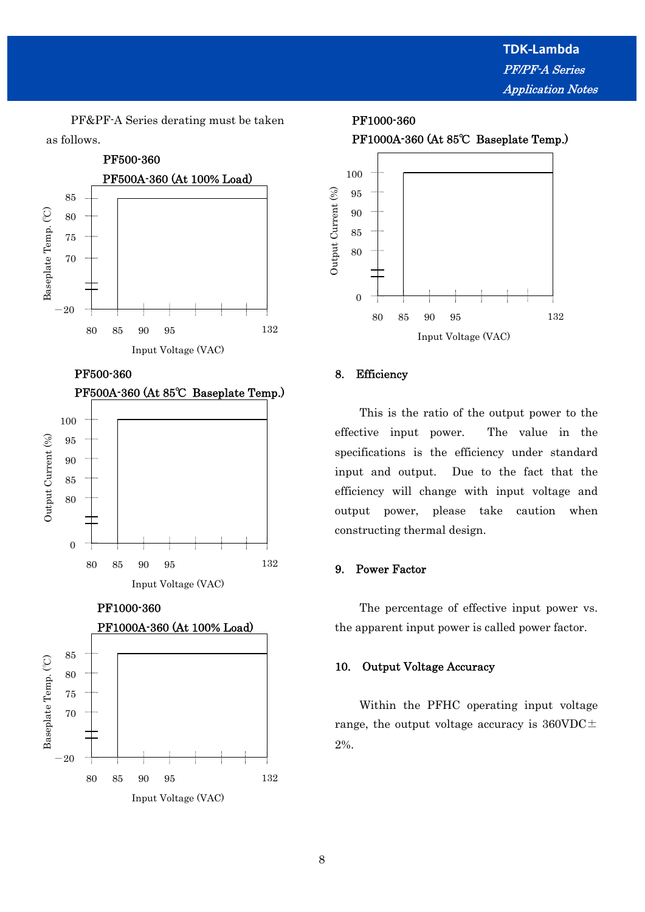PF&PF-A Series derating must be taken as follows.

PF500-360
PF500A-360 (At 100% Load)

Baseplate Temp. (℃)
85
80
75
70
−20
80 85 90 95 132
Input Voltage (VAC)

PF500-360
PF500A-360 (At 85℃ Baseplate Temp.)

Output Current (%)
100
95
90
85
80
0
80 85 90 95 132
Input Voltage (VAC)

PF1000-360
PF1000A-360 (At 100% Load)

Baseplate Temp. (℃)
85
80
75
70
−20
80 85 90 95 132
Input Voltage (VAC)

PF1000-360
PF1000A-360 (At 85℃ Baseplate Temp.)

Output Current (%)
100
95
90
85
80
0
80 85 90 95 132
Input Voltage (VAC)

## 8. Efficiency

This is the ratio of the output power to the effective input power. The value in the specifications is the efficiency under standard input and output. Due to the fact that the efficiency will change with input voltage and output power, please take caution when constructing thermal design.

## 9. Power Factor

The percentage of effective input power vs. the apparent input power is called power factor.

## 10. Output Voltage Accuracy

Within the PFHC operating input voltage range, the output voltage accuracy is 360VDC± 2%.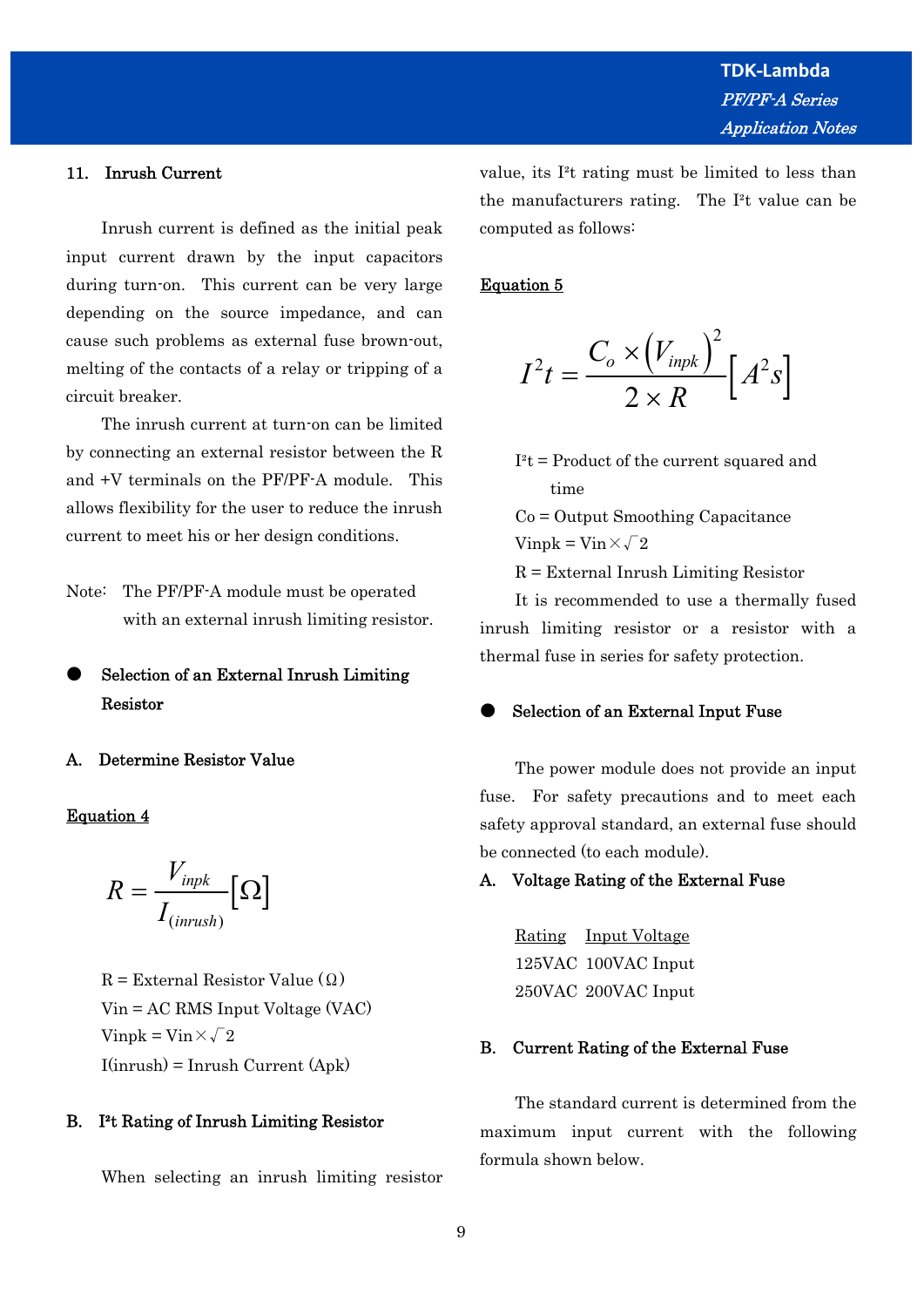## 11. Inrush Current

Inrush current is defined as the initial peak input current drawn by the input capacitors during turn-on. This current can be very large depending on the source impedance, and can cause such problems as external fuse brown-out, melting of the contacts of a relay or tripping of a circuit breaker.

The inrush current at turn-on can be limited by connecting an external resistor between the R and +V terminals on the PF/PF-A module. This allows flexibility for the user to reduce the inrush current to meet his or her design conditions.

Note: The PF/PF-A module must be operated with an external inrush limiting resistor.

### ● Selection of an External Inrush Limiting Resistor

**A. Determine Resistor Value**

<u>Equation 4</u>

$$R = \frac{V_{inpk}}{I_{(inrush)}} [\Omega]$$

R = External Resistor Value (Ω)
Vin = AC RMS Input Voltage (VAC)
Vinpk = Vin × √2
I(inrush) = Inrush Current (Apk)

**B. I²t Rating of Inrush Limiting Resistor**

When selecting an inrush limiting resistor value, its I²t rating must be limited to less than the manufacturers rating. The I²t value can be computed as follows:

<u>Equation 5</u>

$$I^2 t = \frac{C_o \times \left(V_{inpk}\right)^2}{2 \times R} \left[A^2 s\right]$$

I²t = Product of the current squared and time
Co = Output Smoothing Capacitance
Vinpk = Vin × √2
R = External Inrush Limiting Resistor

It is recommended to use a thermally fused inrush limiting resistor or a resistor with a thermal fuse in series for safety protection.

### ● Selection of an External Input Fuse

The power module does not provide an input fuse. For safety precautions and to meet each safety approval standard, an external fuse should be connected (to each module).

**A. Voltage Rating of the External Fuse**

| Rating | Input Voltage |
| --- | --- |
| 125VAC | 100VAC Input |
| 250VAC | 200VAC Input |

**B. Current Rating of the External Fuse**

The standard current is determined from the maximum input current with the following formula shown below.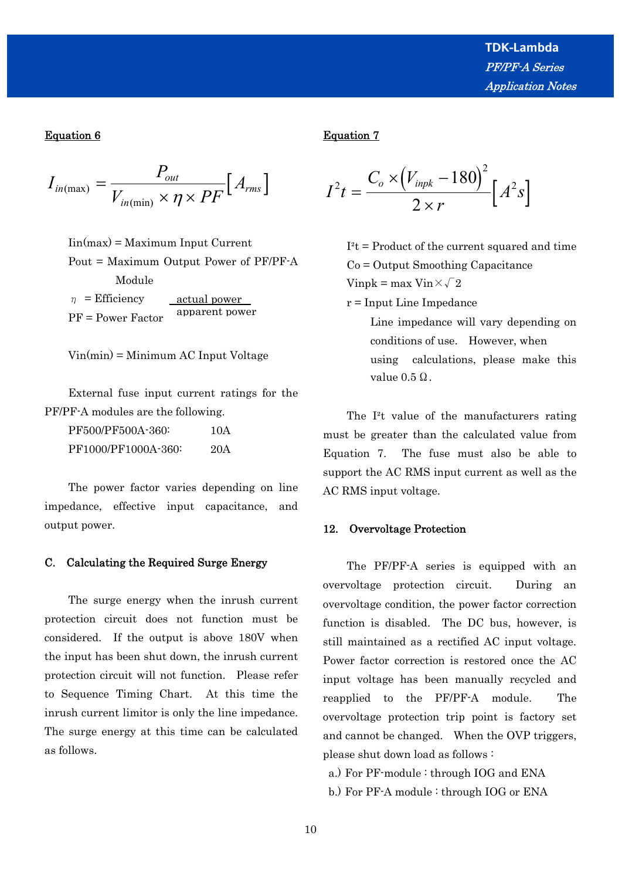**Equation 6**

$$I_{in(\max)} = \frac{P_{out}}{V_{in(\min)} \times \eta \times PF} \left[ A_{rms} \right]$$

Iin(max) = Maximum Input Current

Pout = Maximum Output Power of PF/PF-A Module

$\eta$ = Efficiency

PF = Power Factor $\dfrac{\text{actual power}}{\text{apparent power}}$

Vin(min) = Minimum AC Input Voltage

External fuse input current ratings for the PF/PF-A modules are the following.

| | |
|---|---|
| PF500/PF500A-360: | 10A |
| PF1000/PF1000A-360: | 20A |

The power factor varies depending on line impedance, effective input capacitance, and output power.

### C. Calculating the Required Surge Energy

The surge energy when the inrush current protection circuit does not function must be considered. If the output is above 180V when the input has been shut down, the inrush current protection circuit will not function. Please refer to Sequence Timing Chart. At this time the inrush current limitor is only the line impedance. The surge energy at this time can be calculated as follows.

**Equation 7**

$$I^2 t = \frac{C_o \times \left( V_{inpk} - 180 \right)^2}{2 \times r} \left[ A^2 s \right]$$

$I^2t$ = Product of the current squared and time

Co = Output Smoothing Capacitance

Vinpk = max Vin $\times \sqrt{2}$

r = Input Line Impedance

Line impedance will vary depending on conditions of use. However, when using calculations, please make this value 0.5 Ω.

The $I^2t$ value of the manufacturers rating must be greater than the calculated value from Equation 7. The fuse must also be able to support the AC RMS input current as well as the AC RMS input voltage.

## 12. Overvoltage Protection

The PF/PF-A series is equipped with an overvoltage protection circuit. During an overvoltage condition, the power factor correction function is disabled. The DC bus, however, is still maintained as a rectified AC input voltage. Power factor correction is restored once the AC input voltage has been manually recycled and reapplied to the PF/PF-A module. The overvoltage protection trip point is factory set and cannot be changed. When the OVP triggers, please shut down load as follows :

a.) For PF-module : through IOG and ENA

b.) For PF-A module : through IOG or ENA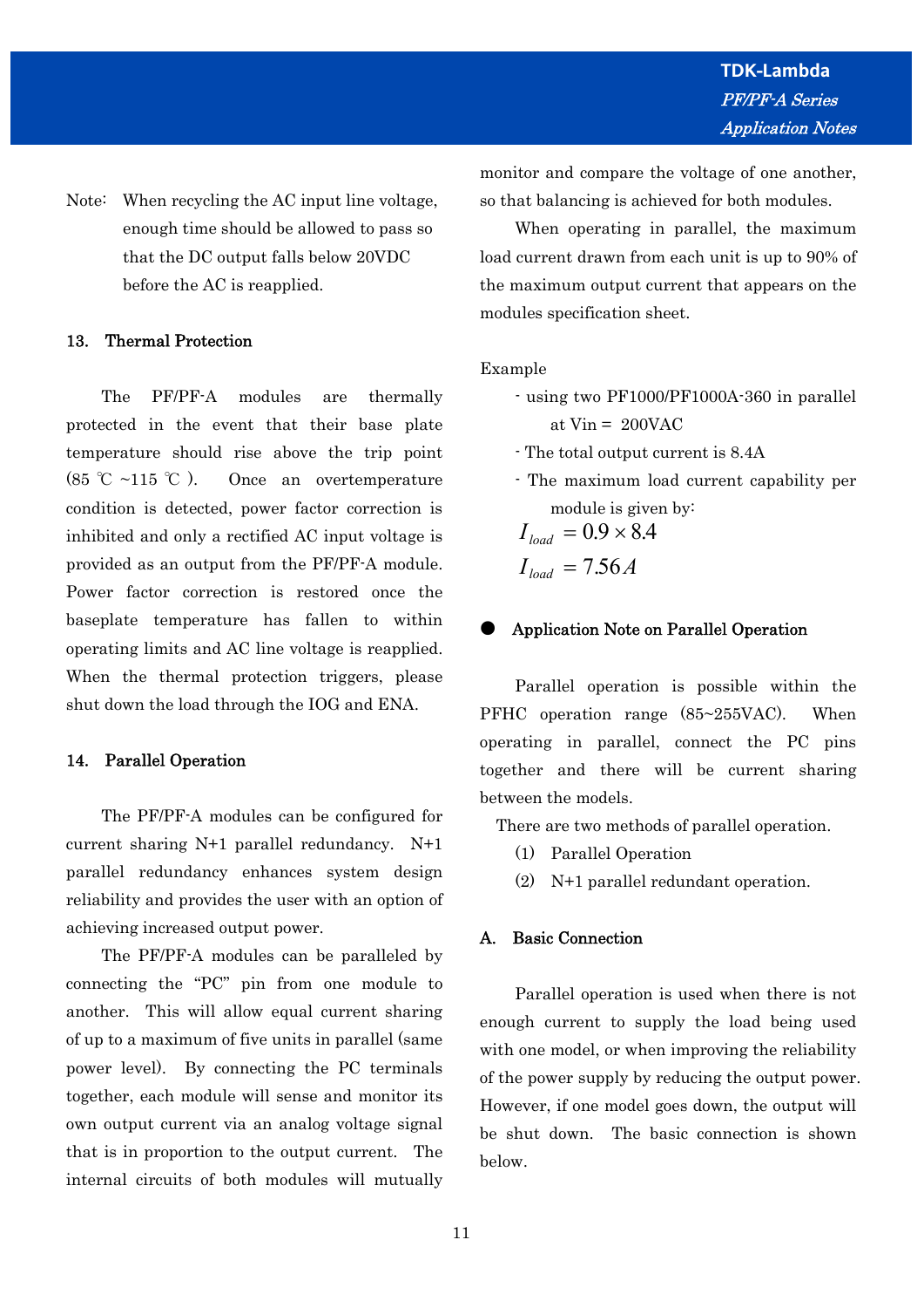Note: When recycling the AC input line voltage, enough time should be allowed to pass so that the DC output falls below 20VDC before the AC is reapplied.

## 13. Thermal Protection

The PF/PF-A modules are thermally protected in the event that their base plate temperature should rise above the trip point (85 ℃ ~115 ℃ ). Once an overtemperature condition is detected, power factor correction is inhibited and only a rectified AC input voltage is provided as an output from the PF/PF-A module. Power factor correction is restored once the baseplate temperature has fallen to within operating limits and AC line voltage is reapplied. When the thermal protection triggers, please shut down the load through the IOG and ENA.

## 14. Parallel Operation

The PF/PF-A modules can be configured for current sharing N+1 parallel redundancy. N+1 parallel redundancy enhances system design reliability and provides the user with an option of achieving increased output power.

The PF/PF-A modules can be paralleled by connecting the "PC" pin from one module to another. This will allow equal current sharing of up to a maximum of five units in parallel (same power level). By connecting the PC terminals together, each module will sense and monitor its own output current via an analog voltage signal that is in proportion to the output current. The internal circuits of both modules will mutually monitor and compare the voltage of one another, so that balancing is achieved for both modules.

When operating in parallel, the maximum load current drawn from each unit is up to 90% of the maximum output current that appears on the modules specification sheet.

Example

- using two PF1000/PF1000A-360 in parallel at Vin = 200VAC
- The total output current is 8.4A
- The maximum load current capability per module is given by:

$$I_{load} = 0.9 \times 8.4$$

$$I_{load} = 7.56A$$

### ● Application Note on Parallel Operation

Parallel operation is possible within the PFHC operation range (85~255VAC). When operating in parallel, connect the PC pins together and there will be current sharing between the models.

There are two methods of parallel operation.

(1) Parallel Operation

(2) N+1 parallel redundant operation.

### A. Basic Connection

Parallel operation is used when there is not enough current to supply the load being used with one model, or when improving the reliability of the power supply by reducing the output power. However, if one model goes down, the output will be shut down. The basic connection is shown below.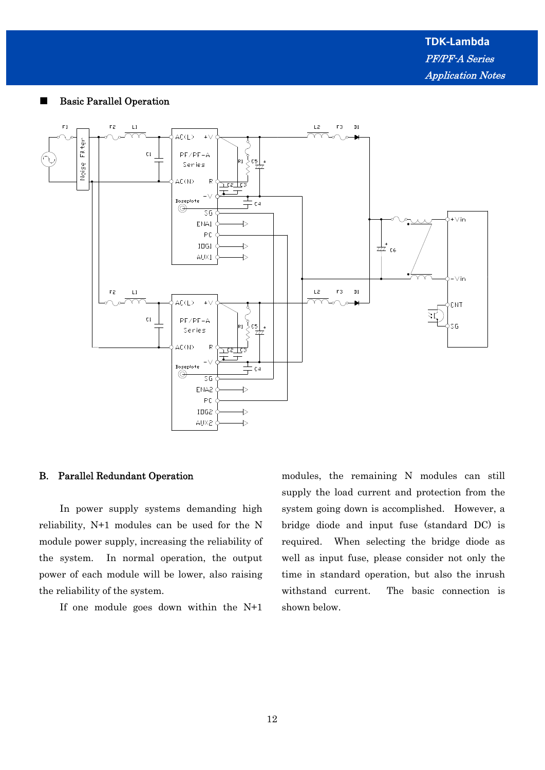■ **Basic Parallel Operation**

## B. Parallel Redundant Operation

In power supply systems demanding high reliability, N+1 modules can be used for the N module power supply, increasing the reliability of the system. In normal operation, the output power of each module will be lower, also raising the reliability of the system.

If one module goes down within the N+1 modules, the remaining N modules can still supply the load current and protection from the system going down is accomplished. However, a bridge diode and input fuse (standard DC) is required. When selecting the bridge diode as well as input fuse, please consider not only the time in standard operation, but also the inrush withstand current. The basic connection is shown below.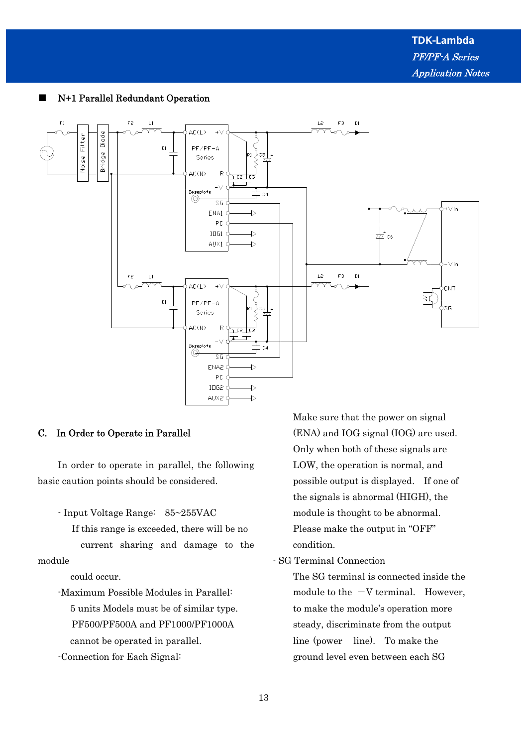■ **N+1 Parallel Redundant Operation**

### C. In Order to Operate in Parallel

In order to operate in parallel, the following basic caution points should be considered.

- Input Voltage Range: 85~255VAC

  If this range is exceeded, there will be no current sharing and damage to the module could occur.

- Maximum Possible Modules in Parallel:

  5 units Models must be of similar type. PF500/PF500A and PF1000/PF1000A cannot be operated in parallel.

- Connection for Each Signal:

  Make sure that the power on signal (ENA) and IOG signal (IOG) are used. Only when both of these signals are LOW, the operation is normal, and possible output is displayed. If one of the signals is abnormal (HIGH), the module is thought to be abnormal. Please make the output in “OFF” condition.

- SG Terminal Connection

  The SG terminal is connected inside the module to the −V terminal. However, to make the module’s operation more steady, discriminate from the output line (power line). To make the ground level even between each SG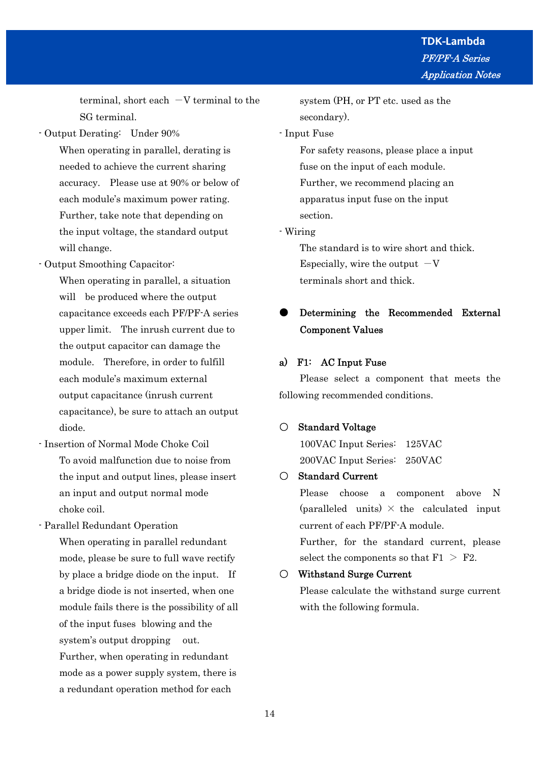terminal, short each −V terminal to the SG terminal.

- Output Derating: Under 90%

  When operating in parallel, derating is needed to achieve the current sharing accuracy. Please use at 90% or below of each module's maximum power rating. Further, take note that depending on the input voltage, the standard output will change.

- Output Smoothing Capacitor:

  When operating in parallel, a situation will be produced where the output capacitance exceeds each PF/PF-A series upper limit. The inrush current due to the output capacitor can damage the module. Therefore, in order to fulfill each module's maximum external output capacitance (inrush current capacitance), be sure to attach an output diode.

- Insertion of Normal Mode Choke Coil

  To avoid malfunction due to noise from the input and output lines, please insert an input and output normal mode choke coil.

- Parallel Redundant Operation

  When operating in parallel redundant mode, please be sure to full wave rectify by place a bridge diode on the input. If a bridge diode is not inserted, when one module fails there is the possibility of all of the input fuses blowing and the system's output dropping out.
  Further, when operating in redundant mode as a power supply system, there is a redundant operation method for each system (PH, or PT etc. used as the secondary).

- Input Fuse

  For safety reasons, please place a input fuse on the input of each module.
  Further, we recommend placing an apparatus input fuse on the input section.

- Wiring

  The standard is to wire short and thick. Especially, wire the output −V terminals short and thick.

## ● Determining the Recommended External Component Values

### a) F1: AC Input Fuse

Please select a component that meets the following recommended conditions.

**○ Standard Voltage**

100VAC Input Series: 125VAC
200VAC Input Series: 250VAC

**○ Standard Current**

Please choose a component above N (paralleled units) × the calculated input current of each PF/PF-A module.
Further, for the standard current, please select the components so that F1 > F2.

**○ Withstand Surge Current**

Please calculate the withstand surge current with the following formula.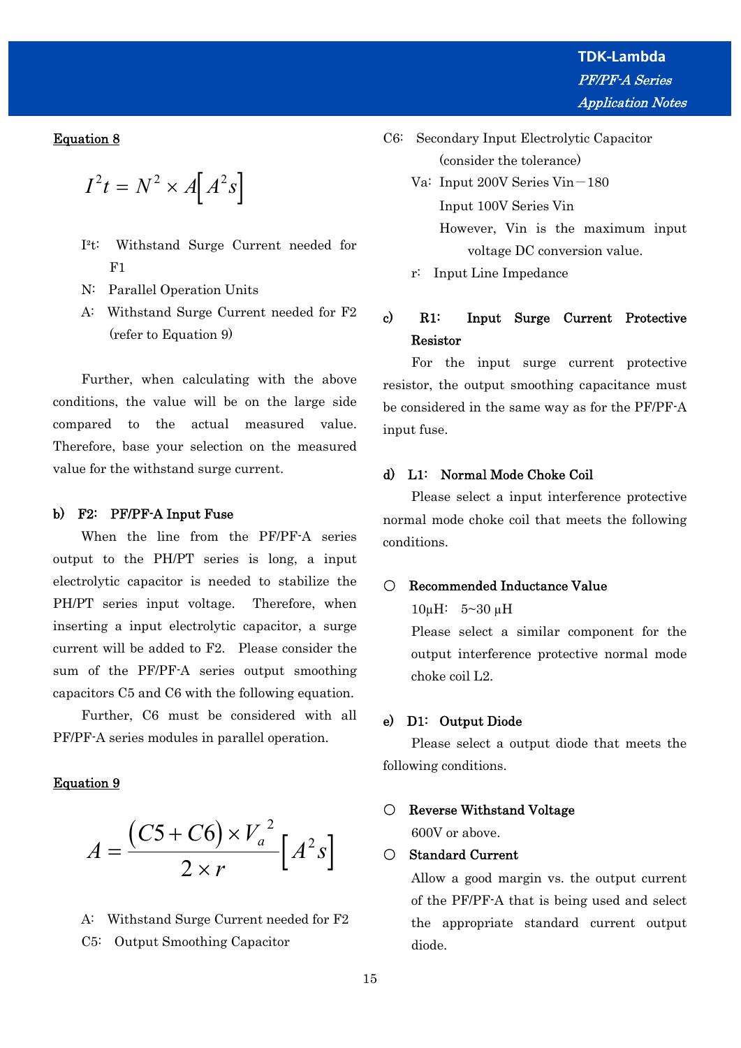**Equation 8**

$$I^2t = N^2 \times A\left[A^2s\right]$$

- I²t: Withstand Surge Current needed for F1
- N: Parallel Operation Units
- A: Withstand Surge Current needed for F2 (refer to Equation 9)

Further, when calculating with the above conditions, the value will be on the large side compared to the actual measured value. Therefore, base your selection on the measured value for the withstand surge current.

### b) F2: PF/PF-A Input Fuse

When the line from the PF/PF-A series output to the PH/PT series is long, a input electrolytic capacitor is needed to stabilize the PH/PT series input voltage. Therefore, when inserting a input electrolytic capacitor, a surge current will be added to F2. Please consider the sum of the PF/PF-A series output smoothing capacitors C5 and C6 with the following equation.

Further, C6 must be considered with all PF/PF-A series modules in parallel operation.

**Equation 9**

$$A = \frac{(C5 + C6) \times V_a^{\,2}}{2 \times r}\left[A^2s\right]$$

- A: Withstand Surge Current needed for F2
- C5: Output Smoothing Capacitor
- C6: Secondary Input Electrolytic Capacitor (consider the tolerance)
- Va: Input 200V Series Vin－180
  Input 100V Series Vin
  However, Vin is the maximum input voltage DC conversion value.
- r: Input Line Impedance

### c) R1: Input Surge Current Protective Resistor

For the input surge current protective resistor, the output smoothing capacitance must be considered in the same way as for the PF/PF-A input fuse.

### d) L1: Normal Mode Choke Coil

Please select a input interference protective normal mode choke coil that meets the following conditions.

○ **Recommended Inductance Value**

10μH: 5~30 μH

Please select a similar component for the output interference protective normal mode choke coil L2.

### e) D1: Output Diode

Please select a output diode that meets the following conditions.

○ **Reverse Withstand Voltage**

600V or above.

○ **Standard Current**

Allow a good margin vs. the output current of the PF/PF-A that is being used and select the appropriate standard current output diode.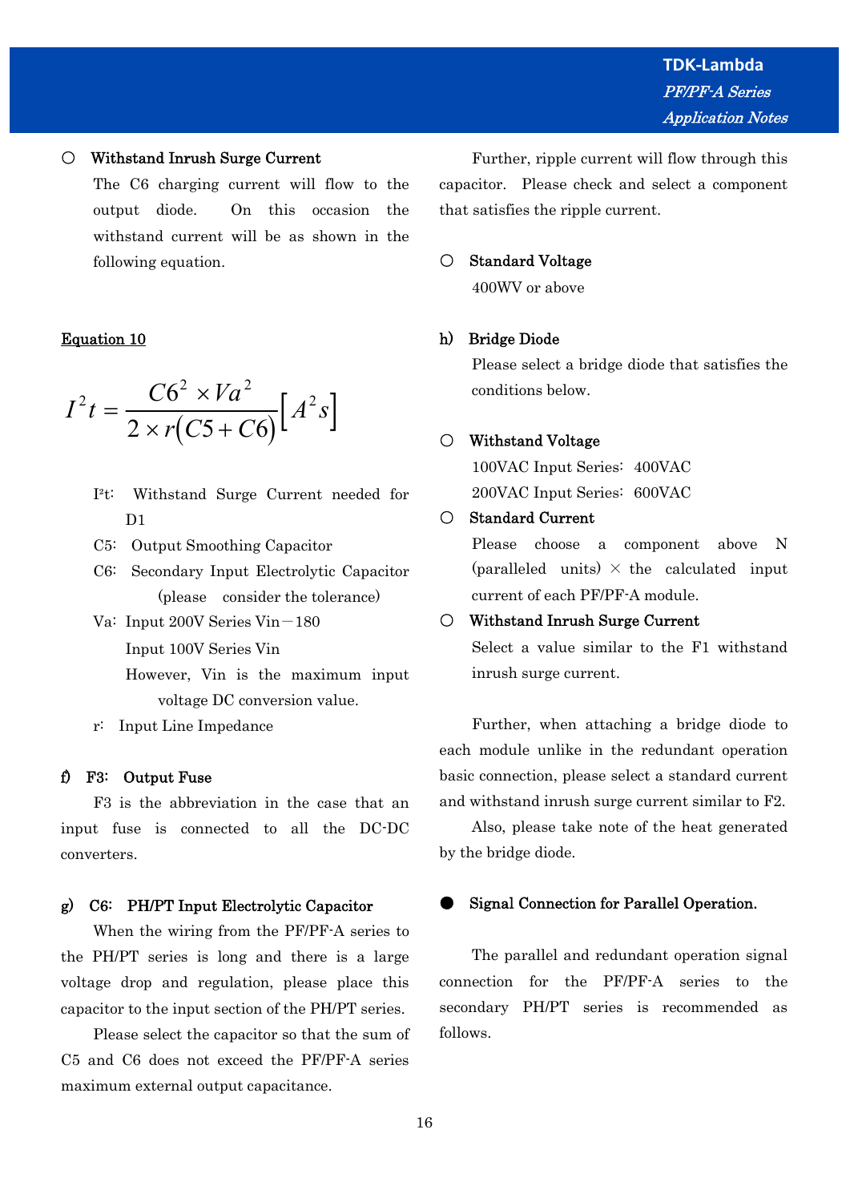○ **Withstand Inrush Surge Current**

The C6 charging current will flow to the output diode. On this occasion the withstand current will be as shown in the following equation.

**Equation 10**

$$I^2t = \frac{C6^2 \times Va^2}{2 \times r(C5 + C6)}\left[A^2s\right]$$

I²t: Withstand Surge Current needed for D1

C5: Output Smoothing Capacitor

C6: Secondary Input Electrolytic Capacitor (please consider the tolerance)

Va: Input 200V Series Vin－180

Input 100V Series Vin

However, Vin is the maximum input voltage DC conversion value.

r: Input Line Impedance

**f) F3: Output Fuse**

F3 is the abbreviation in the case that an input fuse is connected to all the DC-DC converters.

**g) C6: PH/PT Input Electrolytic Capacitor**

When the wiring from the PF/PF-A series to the PH/PT series is long and there is a large voltage drop and regulation, please place this capacitor to the input section of the PH/PT series.

Please select the capacitor so that the sum of C5 and C6 does not exceed the PF/PF-A series maximum external output capacitance.

Further, ripple current will flow through this capacitor. Please check and select a component that satisfies the ripple current.

○ **Standard Voltage**

400WV or above

**h) Bridge Diode**

Please select a bridge diode that satisfies the conditions below.

○ **Withstand Voltage**

100VAC Input Series: 400VAC

200VAC Input Series: 600VAC

○ **Standard Current**

Please choose a component above N (paralleled units) × the calculated input current of each PF/PF-A module.

○ **Withstand Inrush Surge Current**

Select a value similar to the F1 withstand inrush surge current.

Further, when attaching a bridge diode to each module unlike in the redundant operation basic connection, please select a standard current and withstand inrush surge current similar to F2.

Also, please take note of the heat generated by the bridge diode.

● **Signal Connection for Parallel Operation.**

The parallel and redundant operation signal connection for the PF/PF-A series to the secondary PH/PT series is recommended as follows.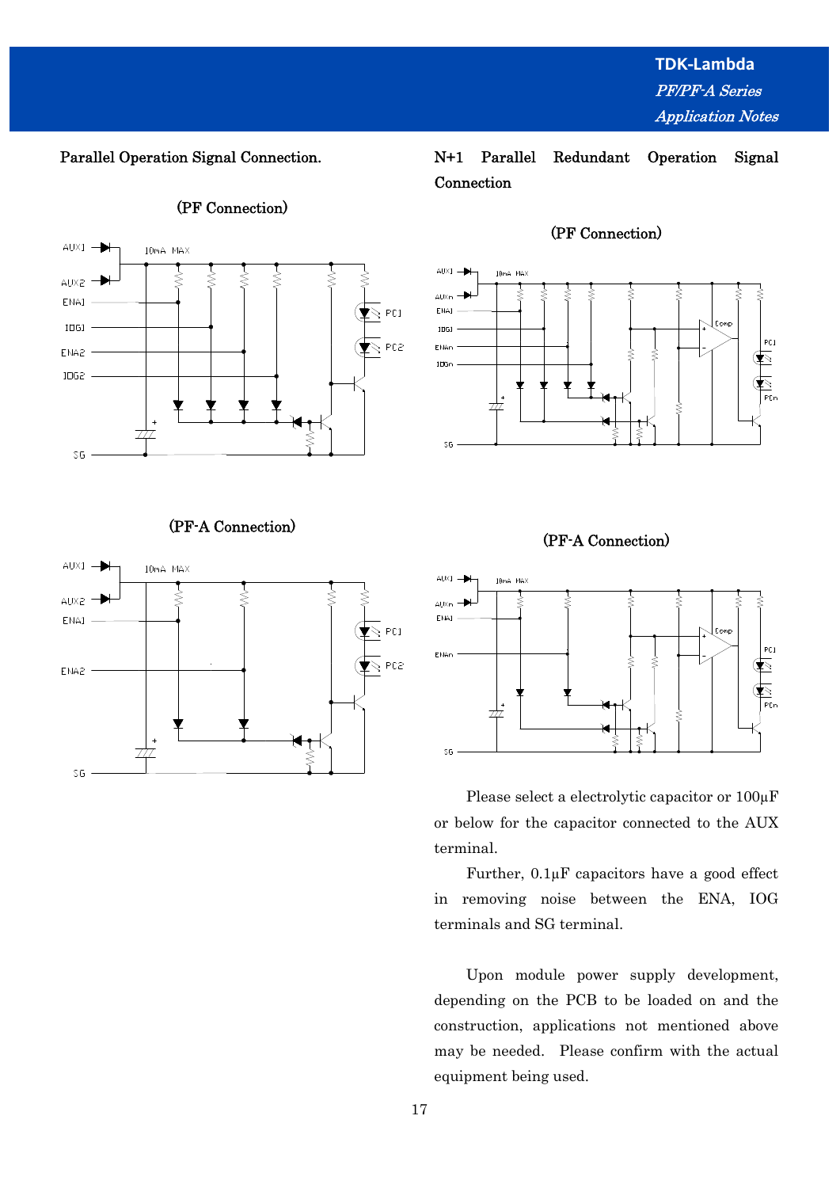## Parallel Operation Signal Connection.

(PF Connection)

(PF-A Connection)

## N+1 Parallel Redundant Operation Signal Connection

(PF Connection)

(PF-A Connection)

Please select a electrolytic capacitor or 100μF or below for the capacitor connected to the AUX terminal.

Further, 0.1μF capacitors have a good effect in removing noise between the ENA, IOG terminals and SG terminal.

Upon module power supply development, depending on the PCB to be loaded on and the construction, applications not mentioned above may be needed. Please confirm with the actual equipment being used.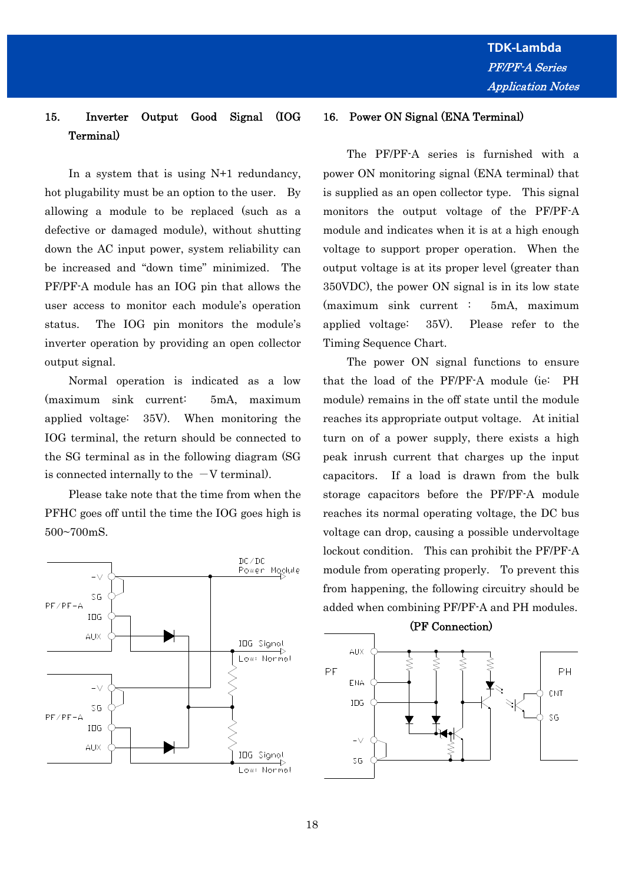## 15. Inverter Output Good Signal (IOG Terminal)

In a system that is using N+1 redundancy, hot plugability must be an option to the user. By allowing a module to be replaced (such as a defective or damaged module), without shutting down the AC input power, system reliability can be increased and "down time" minimized. The PF/PF-A module has an IOG pin that allows the user access to monitor each module's operation status. The IOG pin monitors the module's inverter operation by providing an open collector output signal.

Normal operation is indicated as a low (maximum sink current: 5mA, maximum applied voltage: 35V). When monitoring the IOG terminal, the return should be connected to the SG terminal as in the following diagram (SG is connected internally to the −V terminal).

Please take note that the time from when the PFHC goes off until the time the IOG goes high is 500~700mS.

## 16. Power ON Signal (ENA Terminal)

The PF/PF-A series is furnished with a power ON monitoring signal (ENA terminal) that is supplied as an open collector type. This signal monitors the output voltage of the PF/PF-A module and indicates when it is at a high enough voltage to support proper operation. When the output voltage is at its proper level (greater than 350VDC), the power ON signal is in its low state (maximum sink current : 5mA, maximum applied voltage: 35V). Please refer to the Timing Sequence Chart.

The power ON signal functions to ensure that the load of the PF/PF-A module (ie: PH module) remains in the off state until the module reaches its appropriate output voltage. At initial turn on of a power supply, there exists a high peak inrush current that charges up the input capacitors. If a load is drawn from the bulk storage capacitors before the PF/PF-A module reaches its normal operating voltage, the DC bus voltage can drop, causing a possible undervoltage lockout condition. This can prohibit the PF/PF-A module from operating properly. To prevent this from happening, the following circuitry should be added when combining PF/PF-A and PH modules.

**(PF Connection)**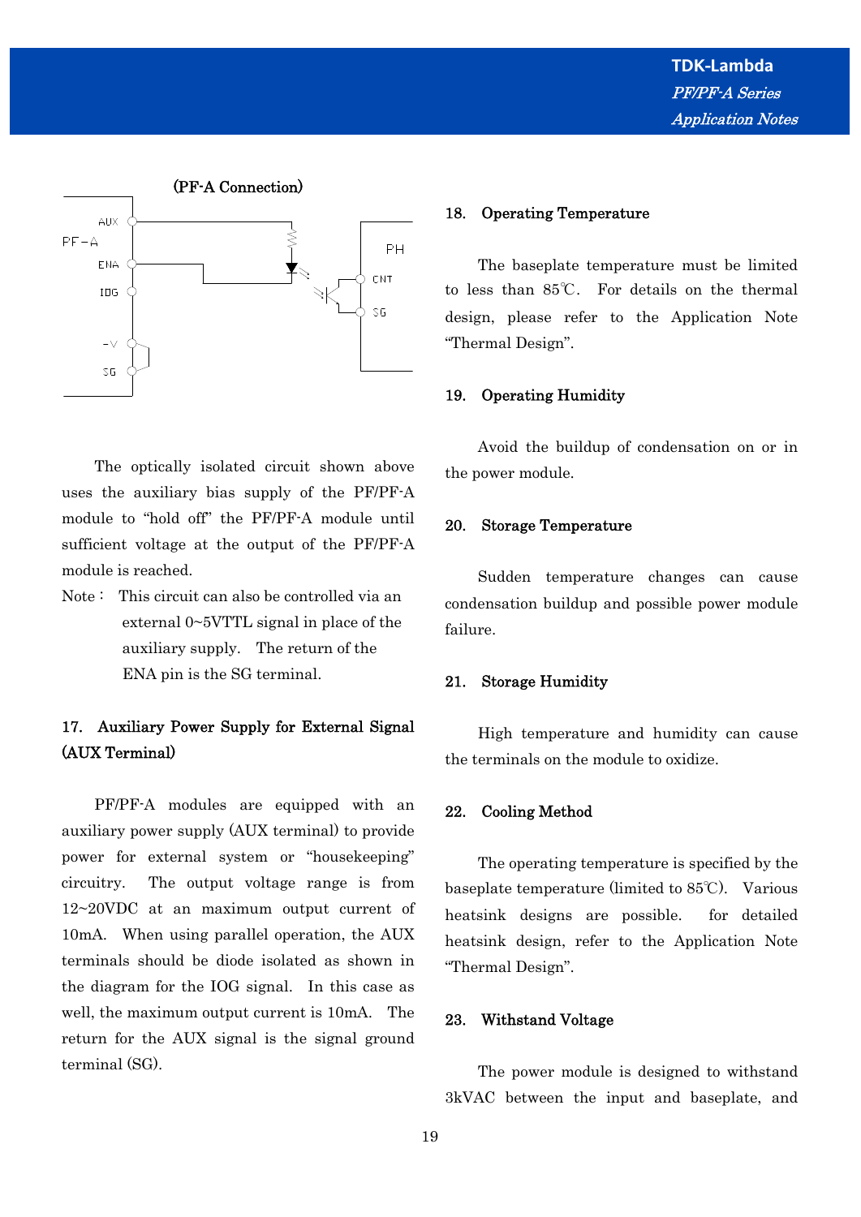(PF-A Connection)

The optically isolated circuit shown above uses the auxiliary bias supply of the PF/PF-A module to "hold off" the PF/PF-A module until sufficient voltage at the output of the PF/PF-A module is reached.

Note： This circuit can also be controlled via an external 0~5VTTL signal in place of the auxiliary supply. The return of the ENA pin is the SG terminal.

## 17. Auxiliary Power Supply for External Signal (AUX Terminal)

PF/PF-A modules are equipped with an auxiliary power supply (AUX terminal) to provide power for external system or "housekeeping" circuitry. The output voltage range is from 12~20VDC at an maximum output current of 10mA. When using parallel operation, the AUX terminals should be diode isolated as shown in the diagram for the IOG signal. In this case as well, the maximum output current is 10mA. The return for the AUX signal is the signal ground terminal (SG).

## 18. Operating Temperature

The baseplate temperature must be limited to less than 85℃. For details on the thermal design, please refer to the Application Note "Thermal Design".

## 19. Operating Humidity

Avoid the buildup of condensation on or in the power module.

## 20. Storage Temperature

Sudden temperature changes can cause condensation buildup and possible power module failure.

## 21. Storage Humidity

High temperature and humidity can cause the terminals on the module to oxidize.

## 22. Cooling Method

The operating temperature is specified by the baseplate temperature (limited to 85℃). Various heatsink designs are possible. for detailed heatsink design, refer to the Application Note "Thermal Design".

## 23. Withstand Voltage

The power module is designed to withstand 3kVAC between the input and baseplate, and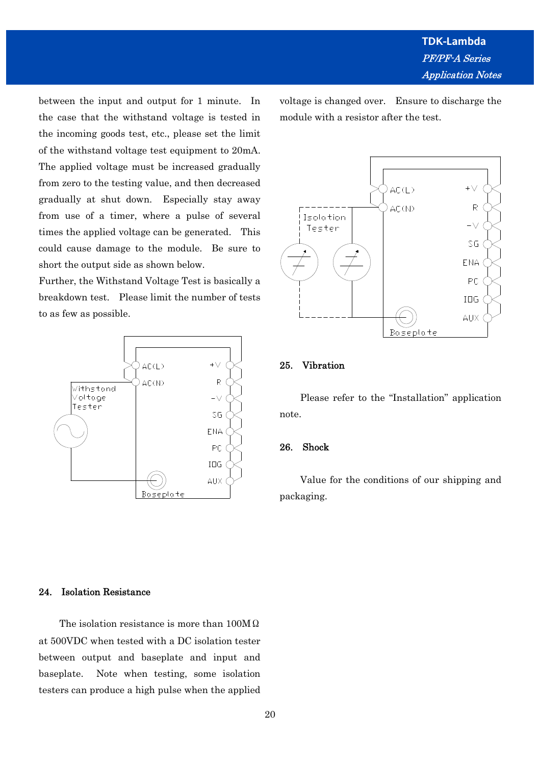between the input and output for 1 minute. In the case that the withstand voltage is tested in the incoming goods test, etc., please set the limit of the withstand voltage test equipment to 20mA. The applied voltage must be increased gradually from zero to the testing value, and then decreased gradually at shut down. Especially stay away from use of a timer, where a pulse of several times the applied voltage can be generated. This could cause damage to the module. Be sure to short the output side as shown below.

Further, the Withstand Voltage Test is basically a breakdown test. Please limit the number of tests to as few as possible.

## 24. Isolation Resistance

The isolation resistance is more than 100MΩ at 500VDC when tested with a DC isolation tester between output and baseplate and input and baseplate. Note when testing, some isolation testers can produce a high pulse when the applied voltage is changed over. Ensure to discharge the module with a resistor after the test.

## 25. Vibration

Please refer to the "Installation" application note.

## 26. Shock

Value for the conditions of our shipping and packaging.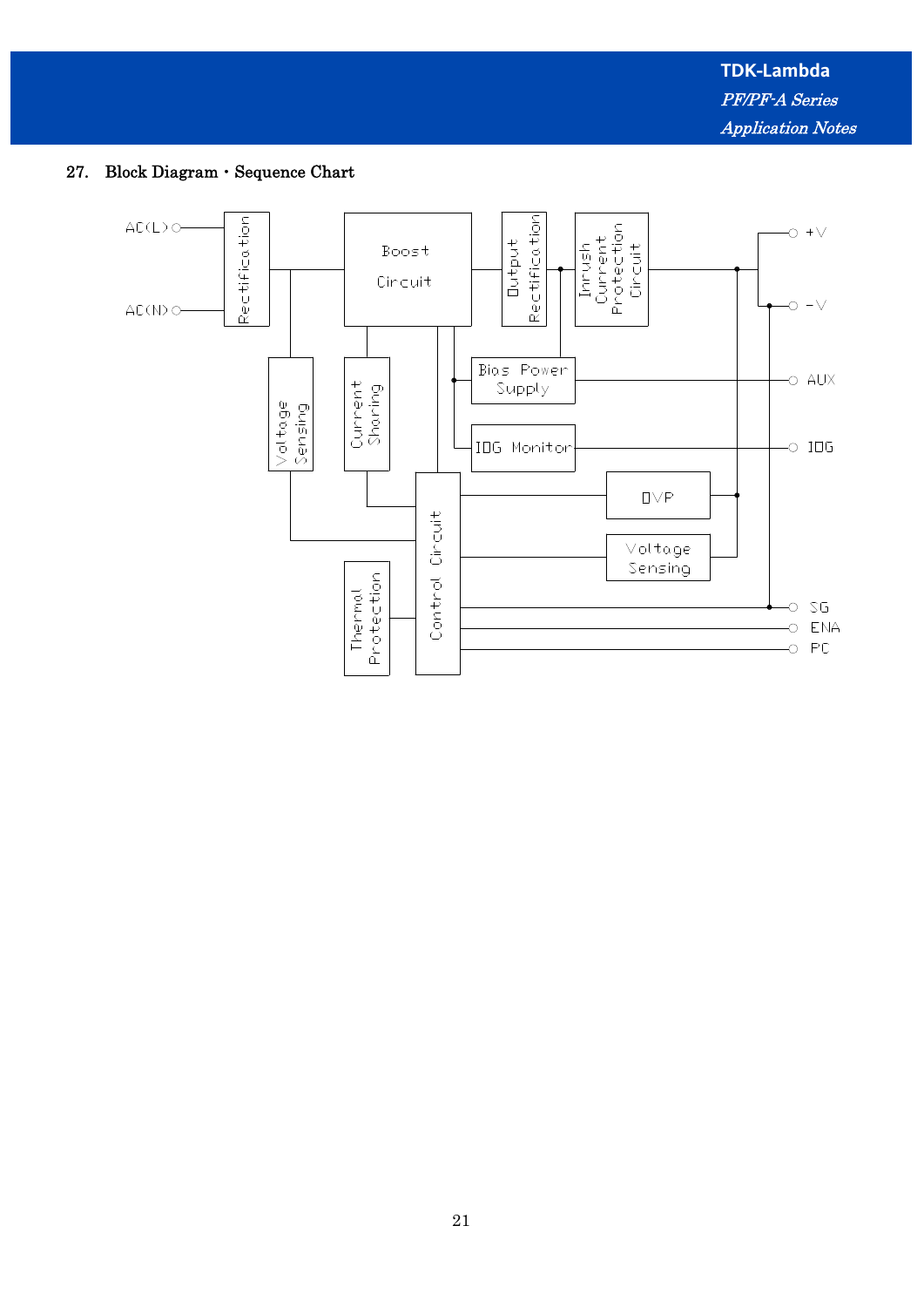## 27. Block Diagram・Sequence Chart

AC(L)

AC(N)

Rectification

Boost Circuit

Output Rectification

Inrush Current Protection Circuit

+V

−V

Voltage Sensing

Current Sharing

Bias Power Supply

AUX

IOG Monitor

IOG

Control Circuit

OVP

Voltage Sensing

Thermal Protection

SG

ENA

PC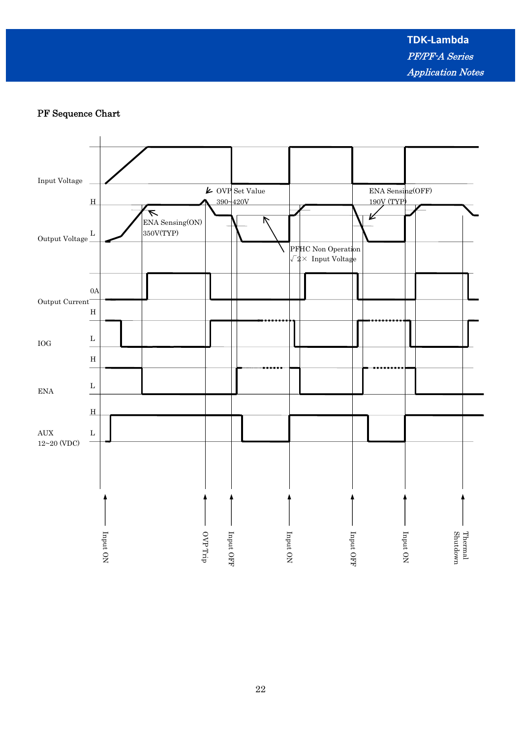### PF Sequence Chart

Input Voltage

Output Voltage

H

L

OVP Set Value
390~420V

ENA Sensing(ON)
350V(TYP)

PFHC Non Operation
$\sqrt{2}\times$ Input Voltage

ENA Sensing(OFF)
190V (TYP)

Output Current

0A

IOG

H

L

ENA

H

L

AUX
12~20 (VDC)

H

L

Input ON

OVP Trip

Input OFF

Input ON

Input OFF

Input ON

Thermal Shutdown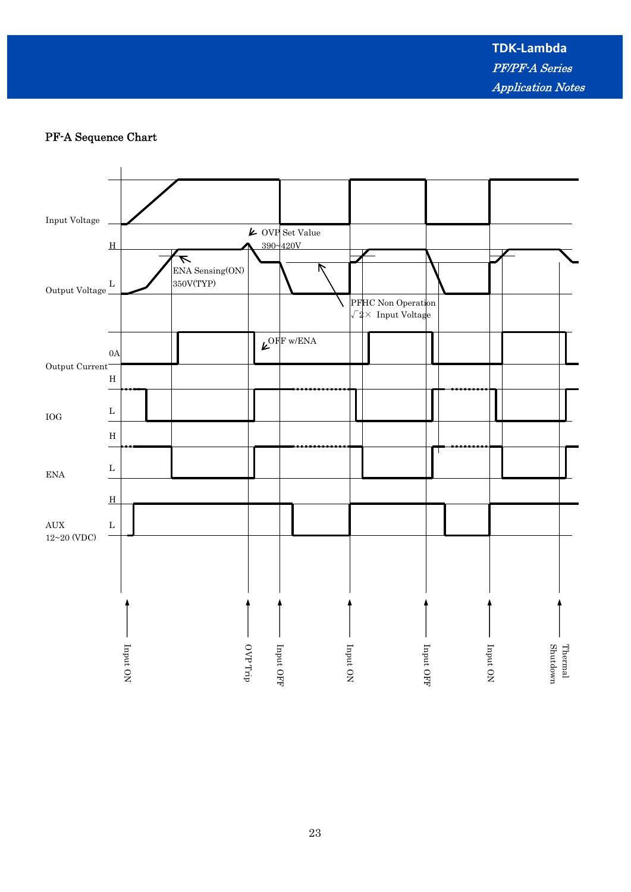## PF-A Sequence Chart

Input Voltage

Output Voltage

H

L

OVP Set Value
390~420V

ENA Sensing(ON)
350V(TYP)

PFHC Non Operation
$\sqrt{2}\times$ Input Voltage

Output Current

0A

OFF w/ENA

IOG

H

L

ENA

H

L

AUX
12~20 (VDC)

H

L

Input ON

OVP Trip

Input OFF

Input ON

Input OFF

Input ON

Thermal Shutdown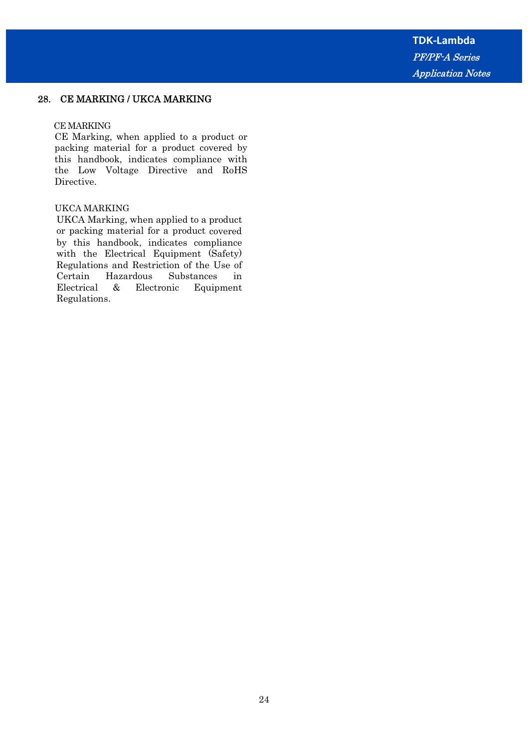## 28. CE MARKING / UKCA MARKING

### CE MARKING

CE Marking, when applied to a product or packing material for a product covered by this handbook, indicates compliance with the Low Voltage Directive and RoHS Directive.

### UKCA MARKING

UKCA Marking, when applied to a product or packing material for a product covered by this handbook, indicates compliance with the Electrical Equipment (Safety) Regulations and Restriction of the Use of Certain Hazardous Substances in Electrical & Electronic Equipment Regulations.